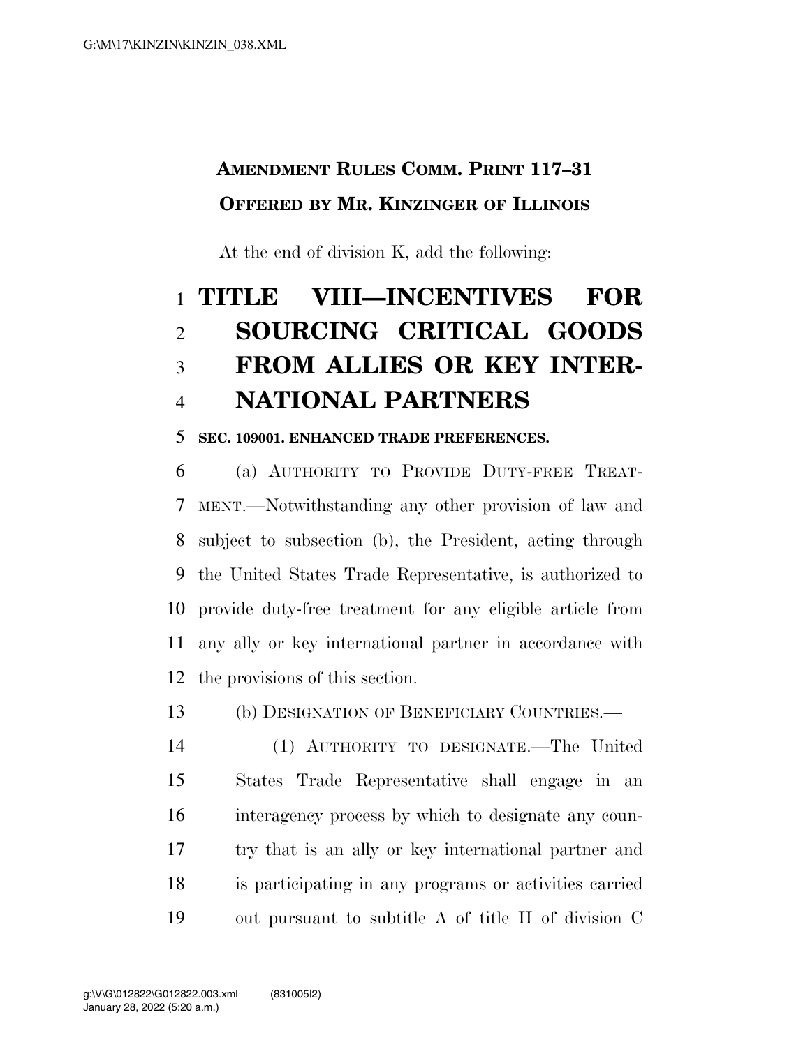**AMENDMENT RULES COMM. PRINT 117–31**

**OFFERED BY MR. KINZINGER OF ILLINOIS**

At the end of division K, add the following:

# TITLE VIII—INCENTIVES FOR SOURCING CRITICAL GOODS FROM ALLIES OR KEY INTERNATIONAL PARTNERS

**SEC. 109001. ENHANCED TRADE PREFERENCES.**

(a) AUTHORITY TO PROVIDE DUTY-FREE TREATMENT.—Notwithstanding any other provision of law and subject to subsection (b), the President, acting through the United States Trade Representative, is authorized to provide duty-free treatment for any eligible article from any ally or key international partner in accordance with the provisions of this section.

(b) DESIGNATION OF BENEFICIARY COUNTRIES.—

(1) AUTHORITY TO DESIGNATE.—The United States Trade Representative shall engage in an interagency process by which to designate any country that is an ally or key international partner and is participating in any programs or activities carried out pursuant to subtitle A of title II of division C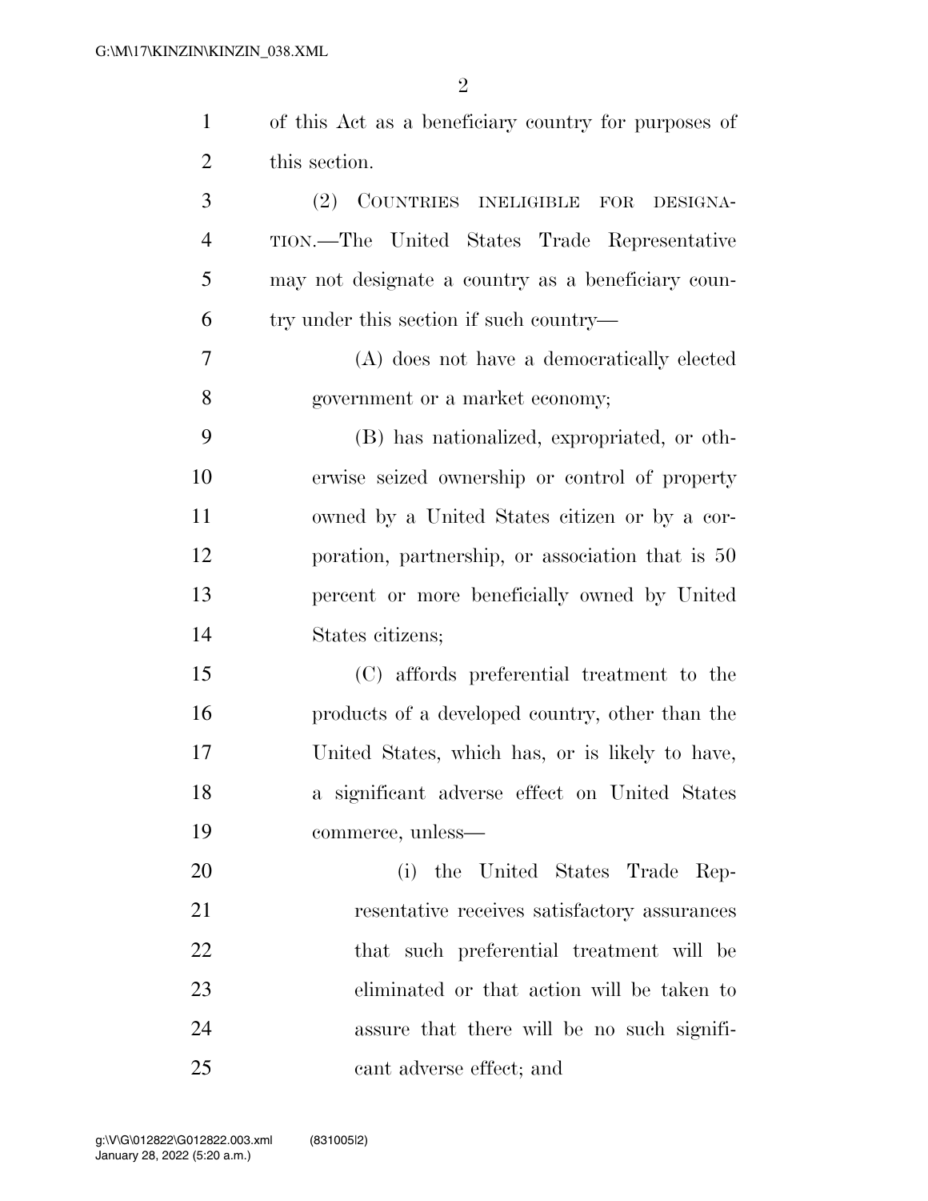of this Act as a beneficiary country for purposes of this section.

(2) COUNTRIES INELIGIBLE FOR DESIGNATION.—The United States Trade Representative may not designate a country as a beneficiary country under this section if such country—

(A) does not have a democratically elected government or a market economy;

(B) has nationalized, expropriated, or otherwise seized ownership or control of property owned by a United States citizen or by a corporation, partnership, or association that is 50 percent or more beneficially owned by United States citizens;

(C) affords preferential treatment to the products of a developed country, other than the United States, which has, or is likely to have, a significant adverse effect on United States commerce, unless—

(i) the United States Trade Representative receives satisfactory assurances that such preferential treatment will be eliminated or that action will be taken to assure that there will be no such significant adverse effect; and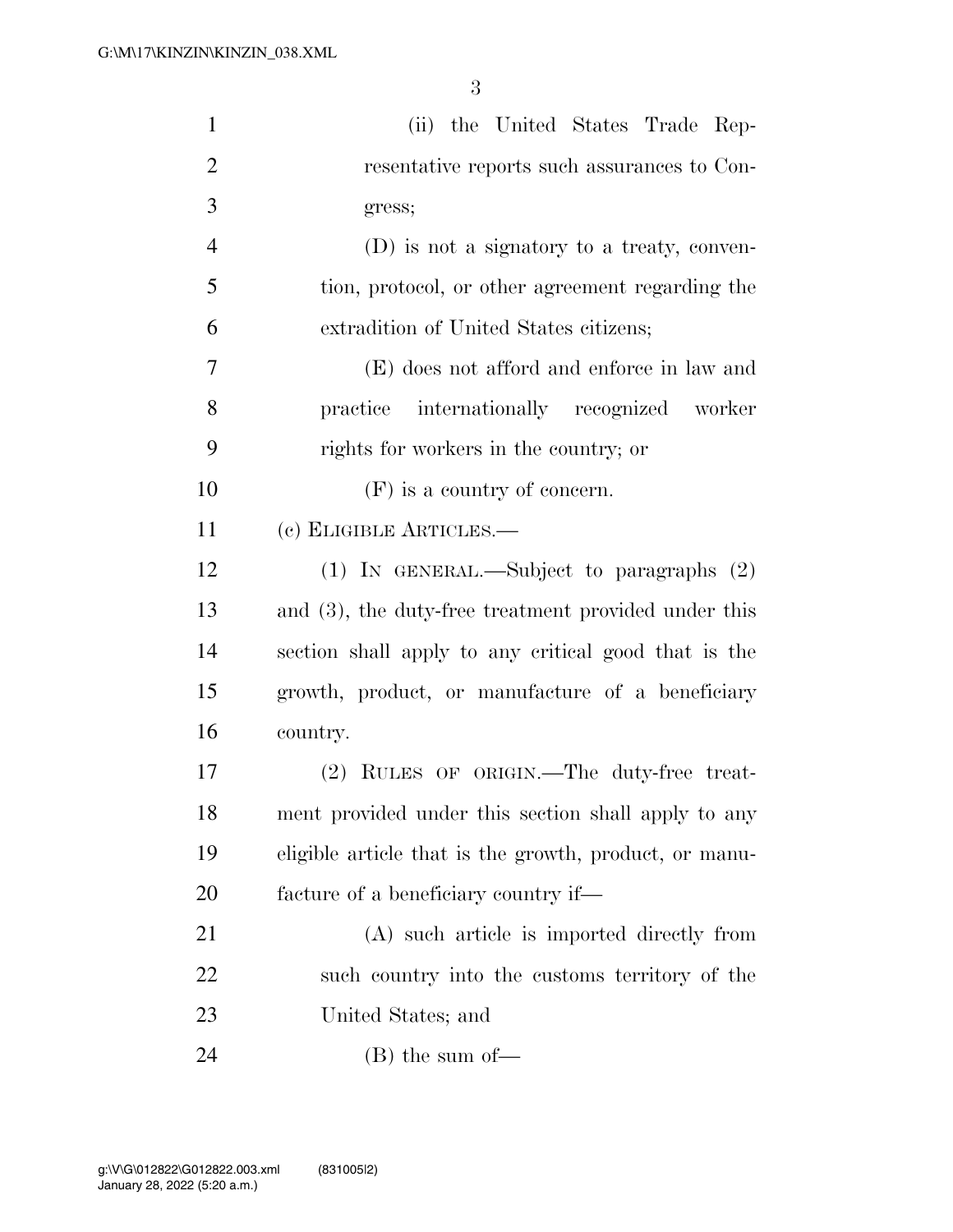(ii) the United States Trade Representative reports such assurances to Congress;

(D) is not a signatory to a treaty, convention, protocol, or other agreement regarding the extradition of United States citizens;

(E) does not afford and enforce in law and practice internationally recognized worker rights for workers in the country; or

(F) is a country of concern.

(c) ELIGIBLE ARTICLES.—

(1) IN GENERAL.—Subject to paragraphs (2) and (3), the duty-free treatment provided under this section shall apply to any critical good that is the growth, product, or manufacture of a beneficiary country.

(2) RULES OF ORIGIN.—The duty-free treatment provided under this section shall apply to any eligible article that is the growth, product, or manufacture of a beneficiary country if—

(A) such article is imported directly from such country into the customs territory of the United States; and

(B) the sum of—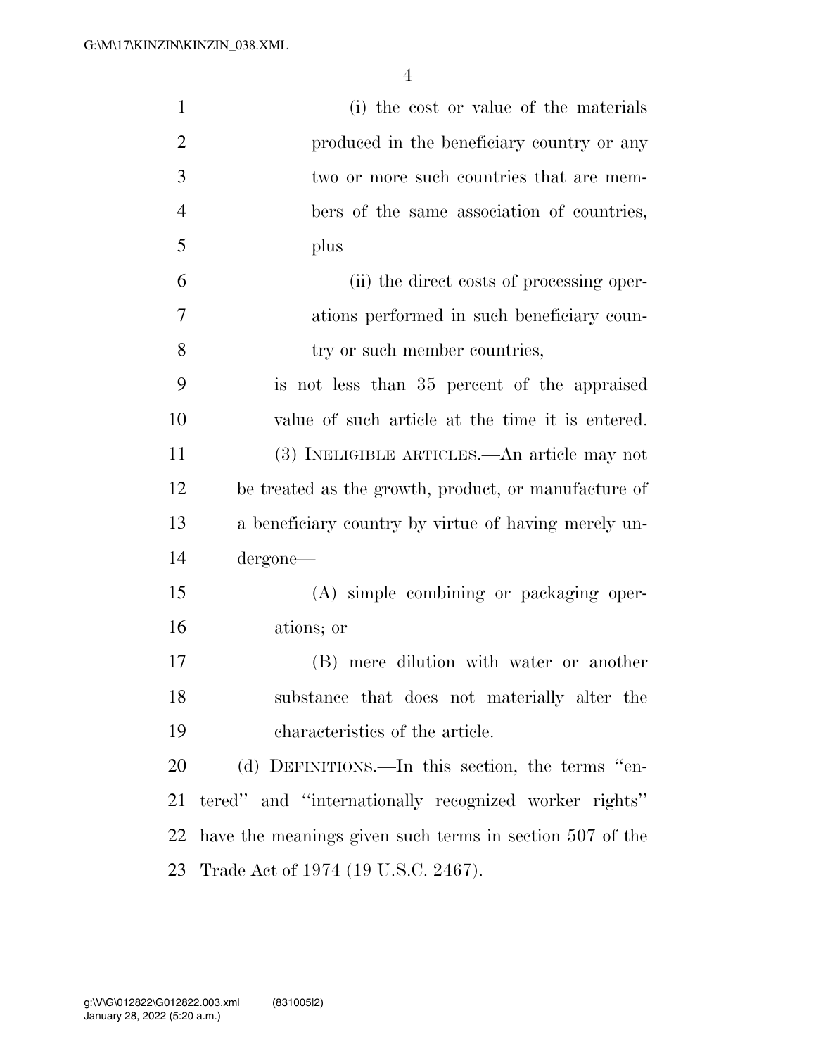(i) the cost or value of the materials produced in the beneficiary country or any two or more such countries that are members of the same association of countries, plus

(ii) the direct costs of processing operations performed in such beneficiary country or such member countries,

is not less than 35 percent of the appraised value of such article at the time it is entered.

(3) INELIGIBLE ARTICLES.—An article may not be treated as the growth, product, or manufacture of a beneficiary country by virtue of having merely undergone—

(A) simple combining or packaging operations; or

(B) mere dilution with water or another substance that does not materially alter the characteristics of the article.

(d) DEFINITIONS.—In this section, the terms ''entered'' and ''internationally recognized worker rights'' have the meanings given such terms in section 507 of the Trade Act of 1974 (19 U.S.C. 2467).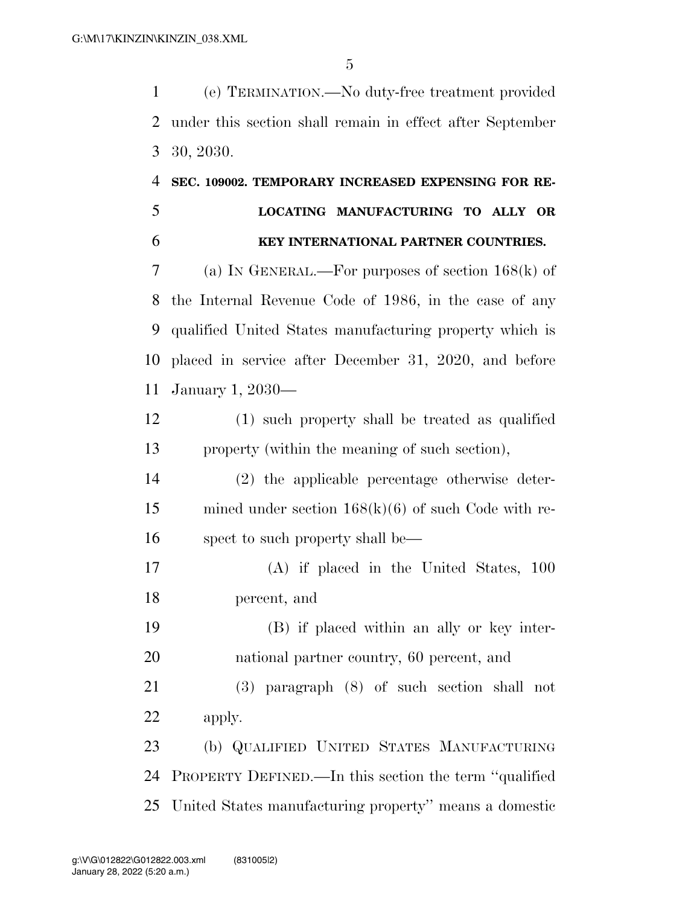(e) TERMINATION.—No duty-free treatment provided under this section shall remain in effect after September 30, 2030.

**SEC. 109002. TEMPORARY INCREASED EXPENSING FOR RELOCATING MANUFACTURING TO ALLY OR KEY INTERNATIONAL PARTNER COUNTRIES.**

(a) IN GENERAL.—For purposes of section 168(k) of the Internal Revenue Code of 1986, in the case of any qualified United States manufacturing property which is placed in service after December 31, 2020, and before January 1, 2030—

(1) such property shall be treated as qualified property (within the meaning of such section),

(2) the applicable percentage otherwise determined under section 168(k)(6) of such Code with respect to such property shall be—

(A) if placed in the United States, 100 percent, and

(B) if placed within an ally or key international partner country, 60 percent, and

(3) paragraph (8) of such section shall not apply.

(b) QUALIFIED UNITED STATES MANUFACTURING PROPERTY DEFINED.—In this section the term ''qualified United States manufacturing property'' means a domestic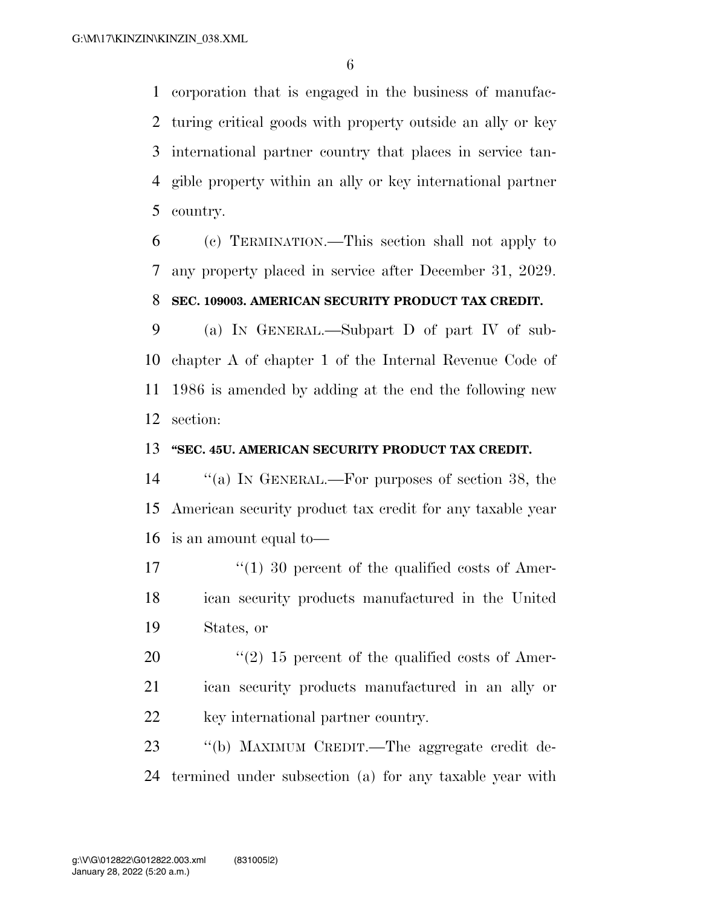corporation that is engaged in the business of manufacturing critical goods with property outside an ally or key international partner country that places in service tangible property within an ally or key international partner country.

(c) TERMINATION.—This section shall not apply to any property placed in service after December 31, 2029.

**SEC. 109003. AMERICAN SECURITY PRODUCT TAX CREDIT.**

(a) IN GENERAL.—Subpart D of part IV of subchapter A of chapter 1 of the Internal Revenue Code of 1986 is amended by adding at the end the following new section:

**"SEC. 45U. AMERICAN SECURITY PRODUCT TAX CREDIT.**

"(a) IN GENERAL.—For purposes of section 38, the American security product tax credit for any taxable year is an amount equal to—

"(1) 30 percent of the qualified costs of American security products manufactured in the United States, or

"(2) 15 percent of the qualified costs of American security products manufactured in an ally or key international partner country.

"(b) MAXIMUM CREDIT.—The aggregate credit determined under subsection (a) for any taxable year with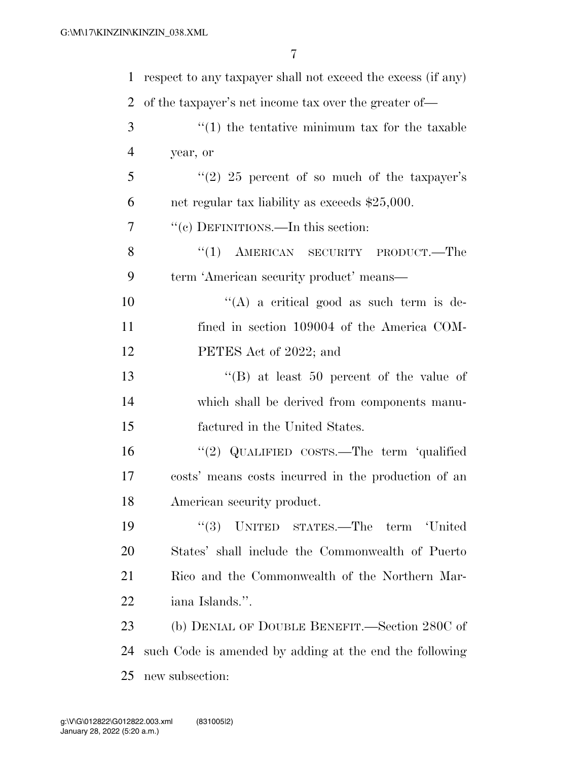respect to any taxpayer shall not exceed the excess (if any) of the taxpayer's net income tax over the greater of—

"(1) the tentative minimum tax for the taxable year, or

"(2) 25 percent of so much of the taxpayer's net regular tax liability as exceeds $25,000.

"(c) DEFINITIONS.—In this section:

"(1) AMERICAN SECURITY PRODUCT.—The term 'American security product' means—

"(A) a critical good as such term is defined in section 109004 of the America COMPETES Act of 2022; and

"(B) at least 50 percent of the value of which shall be derived from components manufactured in the United States.

"(2) QUALIFIED COSTS.—The term 'qualified costs' means costs incurred in the production of an American security product.

"(3) UNITED STATES.—The term 'United States' shall include the Commonwealth of Puerto Rico and the Commonwealth of the Northern Mariana Islands.".

(b) DENIAL OF DOUBLE BENEFIT.—Section 280C of such Code is amended by adding at the end the following new subsection: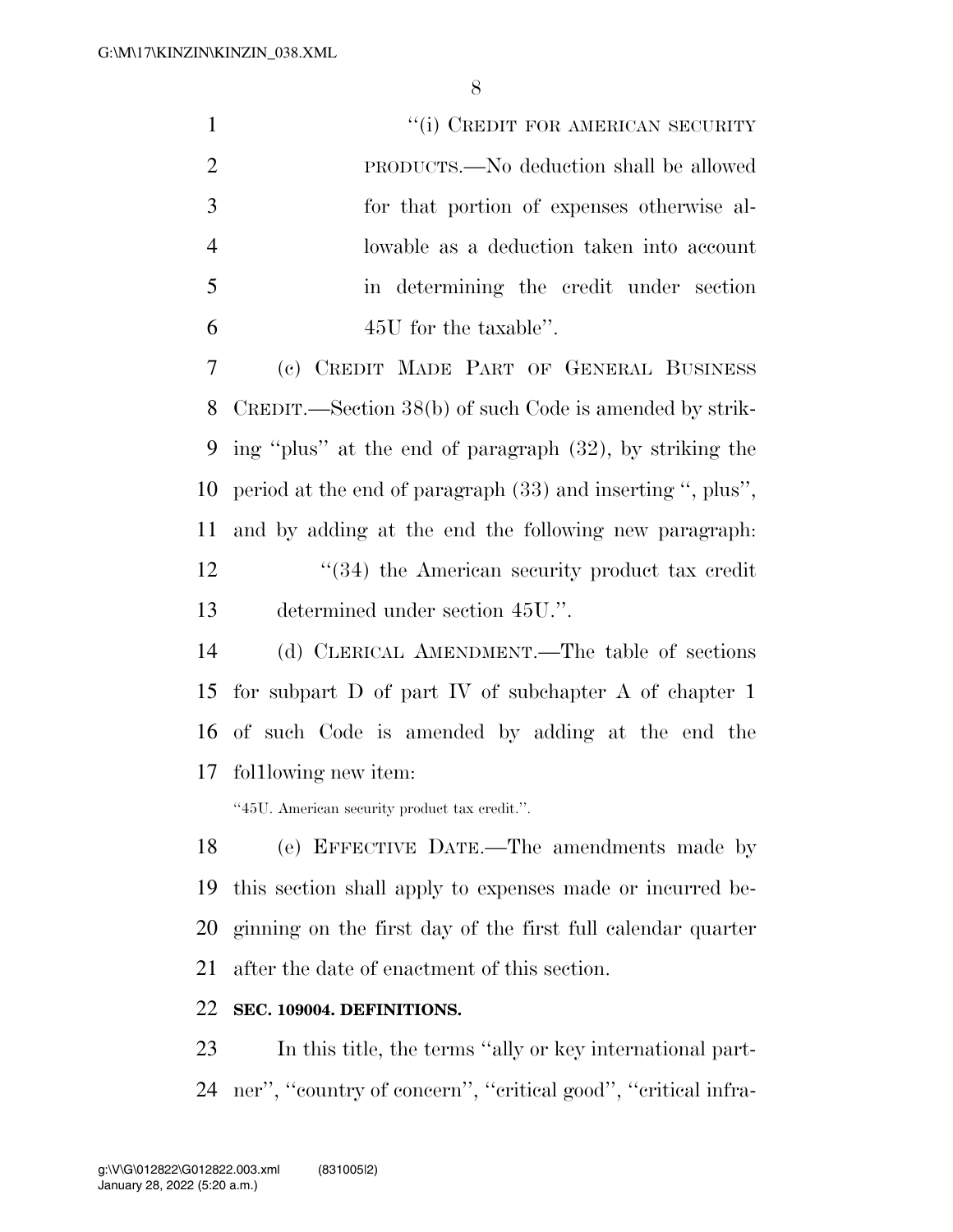"(i) CREDIT FOR AMERICAN SECURITY PRODUCTS.—No deduction shall be allowed for that portion of expenses otherwise allowable as a deduction taken into account in determining the credit under section 45U for the taxable".

(c) CREDIT MADE PART OF GENERAL BUSINESS CREDIT.—Section 38(b) of such Code is amended by striking "plus" at the end of paragraph (32), by striking the period at the end of paragraph (33) and inserting ", plus", and by adding at the end the following new paragraph:

"(34) the American security product tax credit determined under section 45U.".

(d) CLERICAL AMENDMENT.—The table of sections for subpart D of part IV of subchapter A of chapter 1 of such Code is amended by adding at the end the fol1lowing new item:

"45U. American security product tax credit.".

(e) EFFECTIVE DATE.—The amendments made by this section shall apply to expenses made or incurred beginning on the first day of the first full calendar quarter after the date of enactment of this section.

**SEC. 109004. DEFINITIONS.**

In this title, the terms "ally or key international partner", "country of concern", "critical good", "critical infra-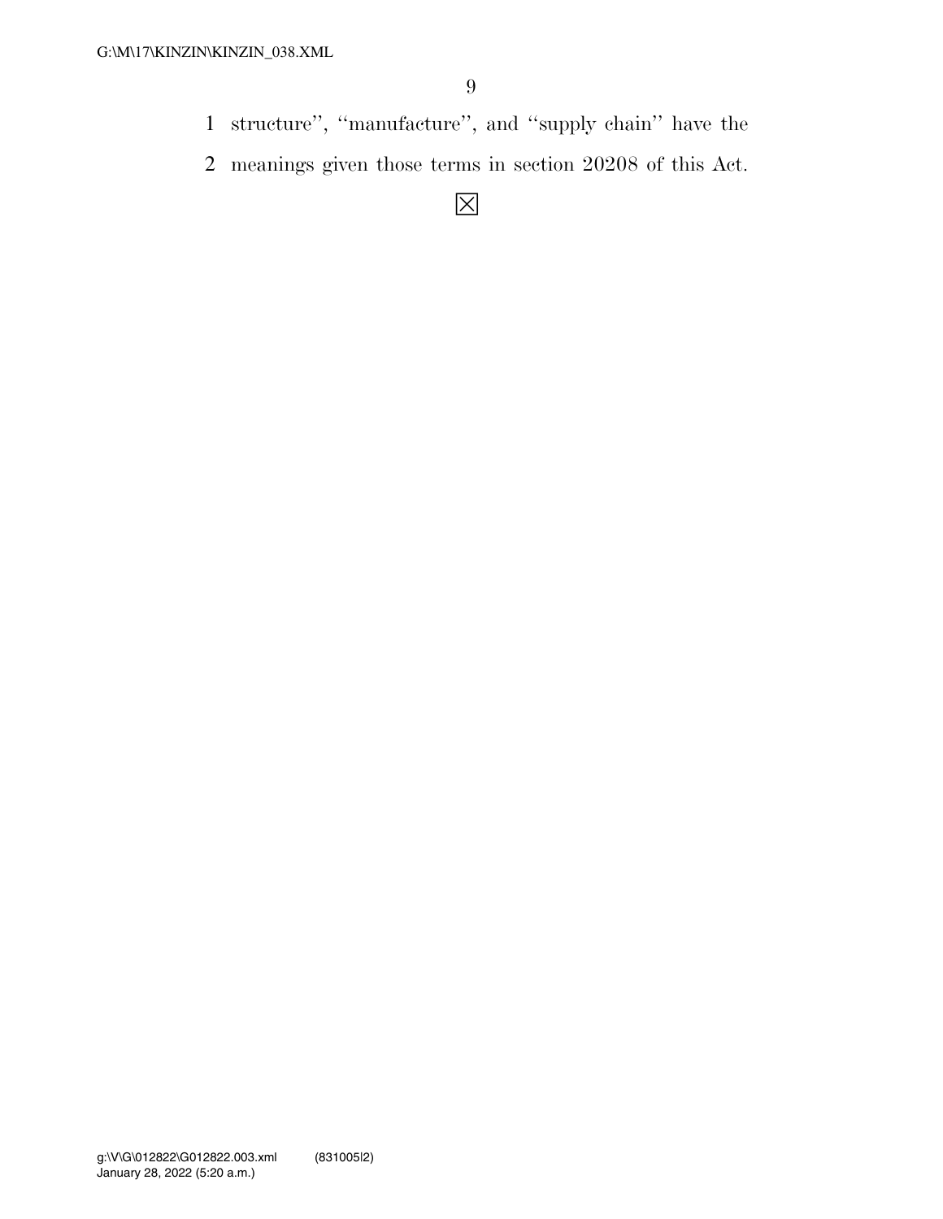structure'', ''manufacture'', and ''supply chain'' have the meanings given those terms in section 20208 of this Act.

☒